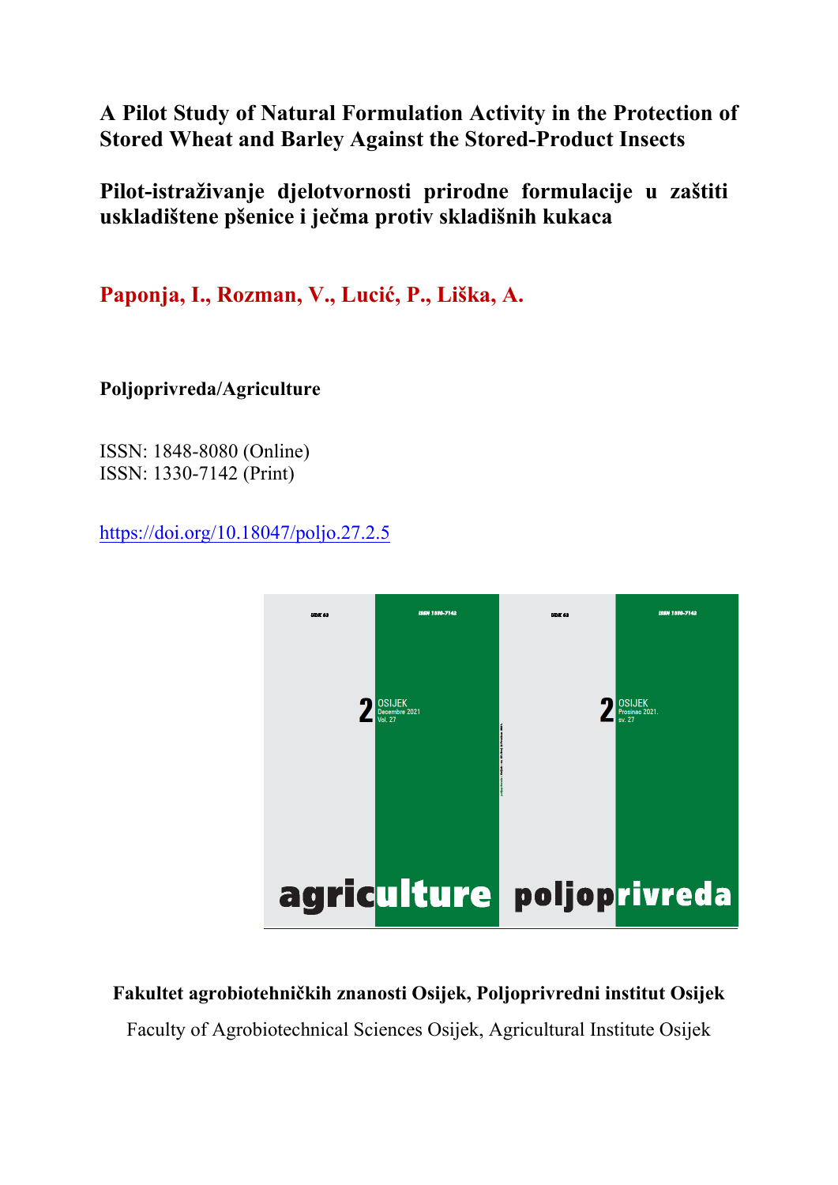# A Pilot Study of Natural Formulation Activity in the Protection of Stored Wheat and Barley Against the Stored-Product Insects

# Pilot-istraživanje djelotvornosti prirodne formulacije u zaštiti uskladištene pšenice i ječma protiv skladišnih kukaca

**Paponja, I., Rozman, V., Lucić, P., Liška, A.**

**Poljoprivreda/Agriculture**

ISSN: 1848-8080 (Online)
ISSN: 1330-7142 (Print)

https://doi.org/10.18047/poljo.27.2.5

**Fakultet agrobiotehničkih znanosti Osijek, Poljoprivredni institut Osijek**

Faculty of Agrobiotechnical Sciences Osijek, Agricultural Institute Osijek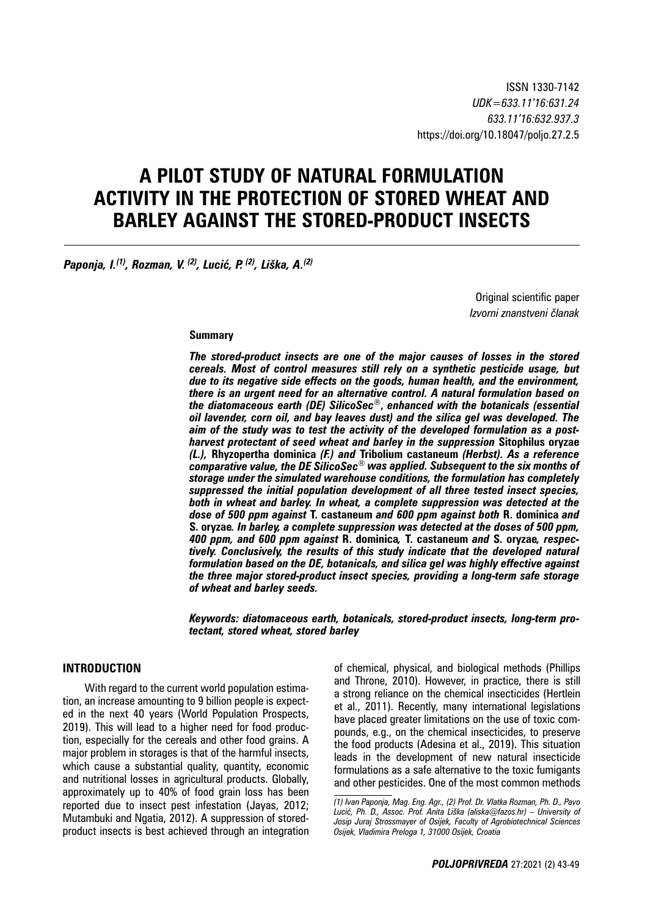ISSN 1330-7142
*UDK=633.11'16:631.24*
*633.11'16:632.937.3*
https://doi.org/10.18047/poljo.27.2.5

# A PILOT STUDY OF NATURAL FORMULATION ACTIVITY IN THE PROTECTION OF STORED WHEAT AND BARLEY AGAINST THE STORED-PRODUCT INSECTS

***Paponja, I.[1], Rozman, V.[2], Lucić, P.[2], Liška, A.[2]***

Original scientific paper
*Izvorni znanstveni članak*

**Summary**

***The stored-product insects are one of the major causes of losses in the stored cereals. Most of control measures still rely on a synthetic pesticide usage, but due to its negative side effects on the goods, human health, and the environment, there is an urgent need for an alternative control. A natural formulation based on the diatomaceous earth (DE) SilicoSec®, enhanced with the botanicals (essential oil lavender, corn oil, and bay leaves dust) and the silica gel was developed. The aim of the study was to test the activity of the developed formulation as a post-harvest protectant of seed wheat and barley in the suppression*** **Sitophilus oryzae** ***(L.),*** **Rhyzopertha dominica** ***(F.) and*** **Tribolium castaneum** ***(Herbst). As a reference comparative value, the DE SilicoSec® was applied. Subsequent to the six months of storage under the simulated warehouse conditions, the formulation has completely suppressed the initial population development of all three tested insect species, both in wheat and barley. In wheat, a complete suppression was detected at the dose of 500 ppm against*** **T. castaneum** ***and 600 ppm against both*** **R. dominica** ***and*** **S. oryzae*****. In barley, a complete suppression was detected at the doses of 500 ppm, 400 ppm, and 600 ppm against*** **R. dominica*****,*** **T. castaneum** ***and*** **S. oryzae*****, respectively. Conclusively, the results of this study indicate that the developed natural formulation based on the DE, botanicals, and silica gel was highly effective against the three major stored-product insect species, providing a long-term safe storage of wheat and barley seeds.***

***Keywords: diatomaceous earth, botanicals, stored-product insects, long-term protectant, stored wheat, stored barley***

## INTRODUCTION

With regard to the current world population estimation, an increase amounting to 9 billion people is expected in the next 40 years (World Population Prospects, 2019). This will lead to a higher need for food production, especially for the cereals and other food grains. A major problem in storages is that of the harmful insects, which cause a substantial quality, quantity, economic and nutritional losses in agricultural products. Globally, approximately up to 40% of food grain loss has been reported due to insect pest infestation (Jayas, 2012; Mutambuki and Ngatia, 2012). A suppression of stored-product insects is best achieved through an integration of chemical, physical, and biological methods (Phillips and Throne, 2010). However, in practice, there is still a strong reliance on the chemical insecticides (Hertlein et al., 2011). Recently, many international legislations have placed greater limitations on the use of toxic compounds, e.g., on the chemical insecticides, to preserve the food products (Adesina et al., 2019). This situation leads in the development of new natural insecticide formulations as a safe alternative to the toxic fumigants and other pesticides. One of the most common methods

*(1) Ivan Paponja, Mag. Eng. Agr., (2) Prof. Dr. Vlatka Rozman, Ph. D., Pavo Lucić, Ph. D., Assoc. Prof. Anita Liška (aliska@fazos.hr) – University of Josip Juraj Strossmayer of Osijek, Faculty of Agrobiotechnical Sciences Osijek, Vladimira Preloga 1, 31000 Osijek, Croatia*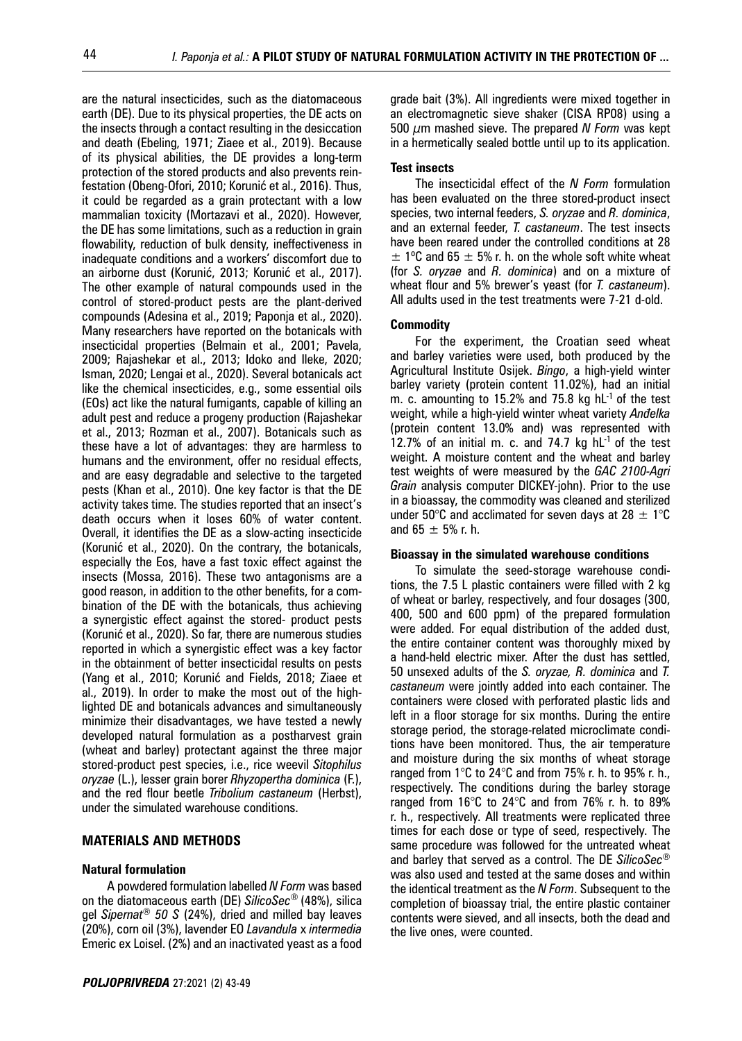are the natural insecticides, such as the diatomaceous earth (DE). Due to its physical properties, the DE acts on the insects through a contact resulting in the desiccation and death (Ebeling, 1971; Ziaee et al., 2019). Because of its physical abilities, the DE provides a long-term protection of the stored products and also prevents reinfestation (Obeng-Ofori, 2010; Korunić et al., 2016). Thus, it could be regarded as a grain protectant with a low mammalian toxicity (Mortazavi et al., 2020). However, the DE has some limitations, such as a reduction in grain flowability, reduction of bulk density, ineffectiveness in inadequate conditions and a workers' discomfort due to an airborne dust (Korunić, 2013; Korunić et al., 2017). The other example of natural compounds used in the control of stored-product pests are the plant-derived compounds (Adesina et al., 2019; Paponja et al., 2020). Many researchers have reported on the botanicals with insecticidal properties (Belmain et al., 2001; Pavela, 2009; Rajashekar et al., 2013; Idoko and Ileke, 2020; Isman, 2020; Lengai et al., 2020). Several botanicals act like the chemical insecticides, e.g., some essential oils (EOs) act like the natural fumigants, capable of killing an adult pest and reduce a progeny production (Rajashekar et al., 2013; Rozman et al., 2007). Botanicals such as these have a lot of advantages: they are harmless to humans and the environment, offer no residual effects, and are easy degradable and selective to the targeted pests (Khan et al., 2010). One key factor is that the DE activity takes time. The studies reported that an insect's death occurs when it loses 60% of water content. Overall, it identifies the DE as a slow-acting insecticide (Korunić et al., 2020). On the contrary, the botanicals, especially the Eos, have a fast toxic effect against the insects (Mossa, 2016). These two antagonisms are a good reason, in addition to the other benefits, for a combination of the DE with the botanicals, thus achieving a synergistic effect against the stored- product pests (Korunić et al., 2020). So far, there are numerous studies reported in which a synergistic effect was a key factor in the obtainment of better insecticidal results on pests (Yang et al., 2010; Korunić and Fields, 2018; Ziaee et al., 2019). In order to make the most out of the highlighted DE and botanicals advances and simultaneously minimize their disadvantages, we have tested a newly developed natural formulation as a postharvest grain (wheat and barley) protectant against the three major stored-product pest species, i.e., rice weevil *Sitophilus oryzae* (L.), lesser grain borer *Rhyzopertha dominica* (F.), and the red flour beetle *Tribolium castaneum* (Herbst), under the simulated warehouse conditions.

## MATERIALS AND METHODS

### Natural formulation

A powdered formulation labelled *N Form* was based on the diatomaceous earth (DE) *SilicoSec®* (48%), silica gel *Sipernat® 50 S* (24%), dried and milled bay leaves (20%), corn oil (3%), lavender EO *Lavandula* x *intermedia* Emeric ex Loisel. (2%) and an inactivated yeast as a food grade bait (3%). All ingredients were mixed together in an electromagnetic sieve shaker (CISA RP08) using a 500 μm mashed sieve. The prepared *N Form* was kept in a hermetically sealed bottle until up to its application.

### Test insects

The insecticidal effect of the *N Form* formulation has been evaluated on the three stored-product insect species, two internal feeders, *S. oryzae* and *R. dominica*, and an external feeder, *T. castaneum*. The test insects have been reared under the controlled conditions at 28 ± 1ºC and 65 ± 5% r. h. on the whole soft white wheat (for *S. oryzae* and *R. dominica*) and on a mixture of wheat flour and 5% brewer's yeast (for *T. castaneum*). All adults used in the test treatments were 7-21 d-old.

### Commodity

For the experiment, the Croatian seed wheat and barley varieties were used, both produced by the Agricultural Institute Osijek. *Bingo*, a high-yield winter barley variety (protein content 11.02%), had an initial m. c. amounting to 15.2% and 75.8 kg $hL^{-1}$ of the test weight, while a high-yield winter wheat variety *Anđelka* (protein content 13.0% and) was represented with 12.7% of an initial m. c. and 74.7 kg $hL^{-1}$ of the test weight. A moisture content and the wheat and barley test weights of were measured by the *GAC 2100-Agri Grain* analysis computer DICKEY-john). Prior to the use in a bioassay, the commodity was cleaned and sterilized under 50°C and acclimated for seven days at 28 ± 1°C and 65 ± 5% r. h.

### Bioassay in the simulated warehouse conditions

To simulate the seed-storage warehouse conditions, the 7.5 L plastic containers were filled with 2 kg of wheat or barley, respectively, and four dosages (300, 400, 500 and 600 ppm) of the prepared formulation were added. For equal distribution of the added dust, the entire container content was thoroughly mixed by a hand-held electric mixer. After the dust has settled, 50 unsexed adults of the *S. oryzae, R. dominica* and *T. castaneum* were jointly added into each container. The containers were closed with perforated plastic lids and left in a floor storage for six months. During the entire storage period, the storage-related microclimate conditions have been monitored. Thus, the air temperature and moisture during the six months of wheat storage ranged from 1°C to 24°C and from 75% r. h. to 95% r. h., respectively. The conditions during the barley storage ranged from 16°C to 24°C and from 76% r. h. to 89% r. h., respectively. All treatments were replicated three times for each dose or type of seed, respectively. The same procedure was followed for the untreated wheat and barley that served as a control. The DE *SilicoSec®* was also used and tested at the same doses and within the identical treatment as the *N Form*. Subsequent to the completion of bioassay trial, the entire plastic container contents were sieved, and all insects, both the dead and the live ones, were counted.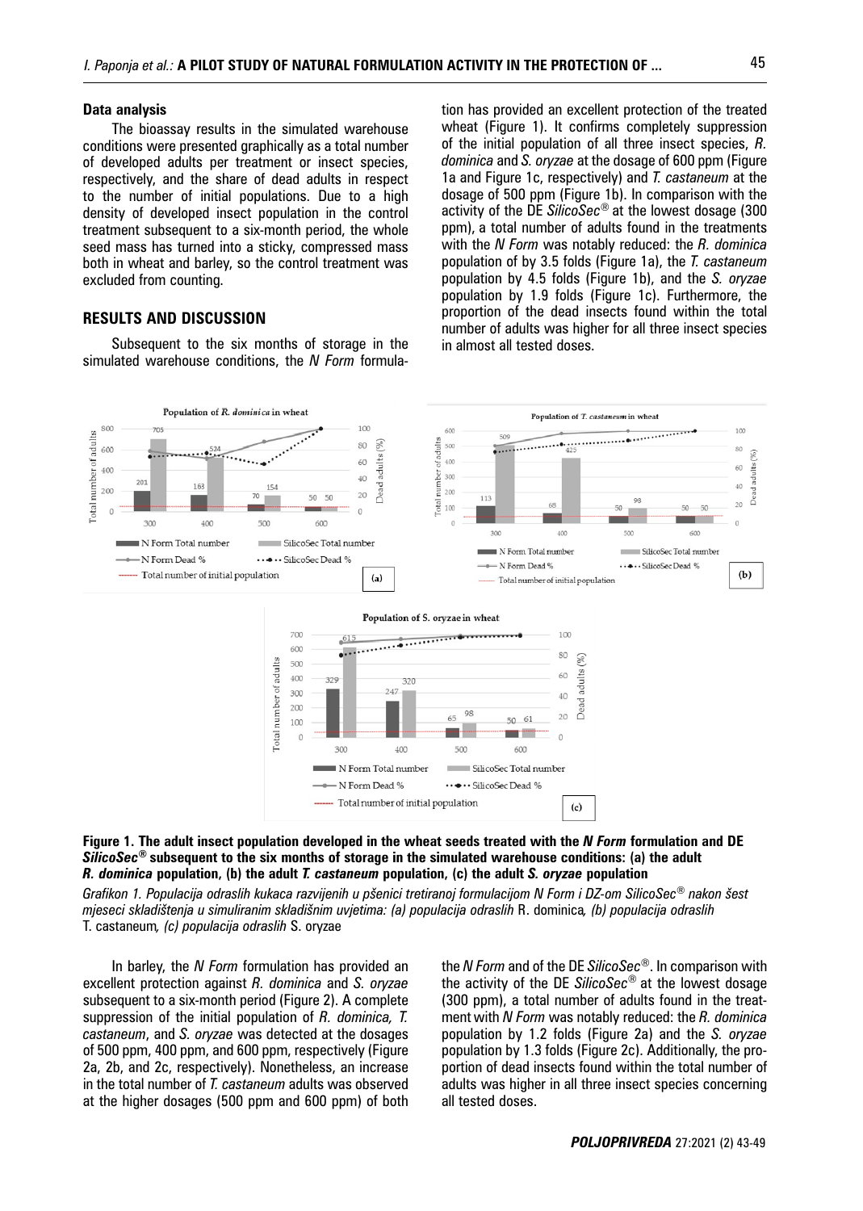**Data analysis**

The bioassay results in the simulated warehouse conditions were presented graphically as a total number of developed adults per treatment or insect species, respectively, and the share of dead adults in respect to the number of initial populations. Due to a high density of developed insect population in the control treatment subsequent to a six-month period, the whole seed mass has turned into a sticky, compressed mass both in wheat and barley, so the control treatment was excluded from counting.

## RESULTS AND DISCUSSION

Subsequent to the six months of storage in the simulated warehouse conditions, the *N Form* formulation has provided an excellent protection of the treated wheat (Figure 1). It confirms completely suppression of the initial population of all three insect species, *R. dominica* and *S. oryzae* at the dosage of 600 ppm (Figure 1a and Figure 1c, respectively) and *T. castaneum* at the dosage of 500 ppm (Figure 1b). In comparison with the activity of the DE *SilicoSec®* at the lowest dosage (300 ppm), a total number of adults found in the treatments with the *N Form* was notably reduced: the *R. dominica* population of by 3.5 folds (Figure 1a), the *T. castaneum* population by 4.5 folds (Figure 1b), and the *S. oryzae* population by 1.9 folds (Figure 1c). Furthermore, the proportion of the dead insects found within the total number of adults was higher for all three insect species in almost all tested doses.

**Figure 1. The adult insect population developed in the wheat seeds treated with the *N Form* formulation and DE *SilicoSec®* subsequent to the six months of storage in the simulated warehouse conditions: (a) the adult *R. dominica* population, (b) the adult *T. castaneum* population, (c) the adult *S. oryzae* population**

*Grafikon 1. Populacija odraslih kukaca razvijenih u pšenici tretiranoj formulacijom N Form i DZ-om SilicoSec® nakon šest mjeseci skladištenja u simuliranim skladišnim uvjetima: (a) populacija odraslih* R. dominica*, (b) populacija odraslih* T. castaneum*, (c) populacija odraslih* S. oryzae

In barley, the *N Form* formulation has provided an excellent protection against *R. dominica* and *S. oryzae* subsequent to a six-month period (Figure 2). A complete suppression of the initial population of *R. dominica, T. castaneum*, and *S. oryzae* was detected at the dosages of 500 ppm, 400 ppm, and 600 ppm, respectively (Figure 2a, 2b, and 2c, respectively). Nonetheless, an increase in the total number of *T. castaneum* adults was observed at the higher dosages (500 ppm and 600 ppm) of both the *N Form* and of the DE *SilicoSec®*. In comparison with the activity of the DE *SilicoSec®* at the lowest dosage (300 ppm), a total number of adults found in the treatment with *N Form* was notably reduced: the *R. dominica* population by 1.2 folds (Figure 2a) and the *S. oryzae* population by 1.3 folds (Figure 2c). Additionally, the proportion of dead insects found within the total number of adults was higher in all three insect species concerning all tested doses.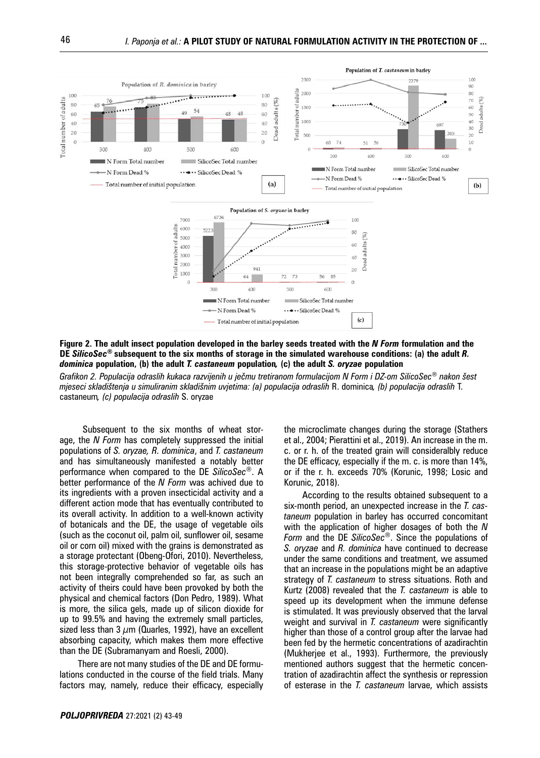**Figure 2. The adult insect population developed in the barley seeds treated with the *N Form* formulation and the DE *SilicoSec®* subsequent to the six months of storage in the simulated warehouse conditions: (a) the adult *R. dominica* population, (b) the adult *T. castaneum* population, (c) the adult *S. oryzae* population**

*Grafikon 2. Populacija odraslih kukaca razvijenih u ječmu tretiranom formulacijom N Form i DZ-om SilicoSec® nakon šest mjeseci skladištenja u simuliranim skladišnim uvjetima: (a) populacija odraslih* R. dominica*, (b) populacija odraslih* T. castaneum*, (c) populacija odraslih* S. oryzae

Subsequent to the six months of wheat storage, the *N Form* has completely suppressed the initial populations of *S. oryzae, R. dominica*, and *T. castaneum* and has simultaneously manifested a notably better performance when compared to the DE *SilicoSec®*. A better performance of the *N Form* was achived due to its ingredients with a proven insecticidal activity and a different action mode that has eventually contributed to its overall activity. In addition to a well-known activity of botanicals and the DE, the usage of vegetable oils (such as the coconut oil, palm oil, sunflower oil, sesame oil or corn oil) mixed with the grains is demonstrated as a storage protectant (Obeng-Ofori, 2010). Nevertheless, this storage-protective behavior of vegetable oils has not been integrally comprehended so far, as such an activity of theirs could have been provoked by both the physical and chemical factors (Don Pedro, 1989). What is more, the silica gels, made up of silicon dioxide for up to 99.5% and having the extremely small particles, sized less than 3 $\mu$m (Quarles, 1992), have an excellent absorbing capacity, which makes them more effective than the DE (Subramanyam and Roesli, 2000).

There are not many studies of the DE and DE formulations conducted in the course of the field trials. Many factors may, namely, reduce their efficacy, especially the microclimate changes during the storage (Stathers et al., 2004; Pierattini et al., 2019). An increase in the m. c. or r. h. of the treated grain will considerably reduce the DE efficacy, especially if the m. c. is more than 14%, or if the r. h. exceeds 70% (Korunic, 1998; Losic and Korunic, 2018).

According to the results obtained subsequent to a six-month period, an unexpected increase in the *T. castaneum* population in barley has occurred concomitant with the application of higher dosages of both the *N Form* and the DE *SilicoSec®*. Since the populations of *S. oryzae* and *R. dominica* have continued to decrease under the same conditions and treatment, we assumed that an increase in the populations might be an adaptive strategy of *T. castaneum* to stress situations. Roth and Kurtz (2008) revealed that the *T. castaneum* is able to speed up its development when the immune defense is stimulated. It was previously observed that the larval weight and survival in *T. castaneum* were significantly higher than those of a control group after the larvae had been fed by the hermetic concentrations of azadirachtin (Mukherjee et al., 1993). Furthermore, the previously mentioned authors suggest that the hermetic concentration of azadirachtin affect the synthesis or repression of esterase in the *T. castaneum* larvae, which assists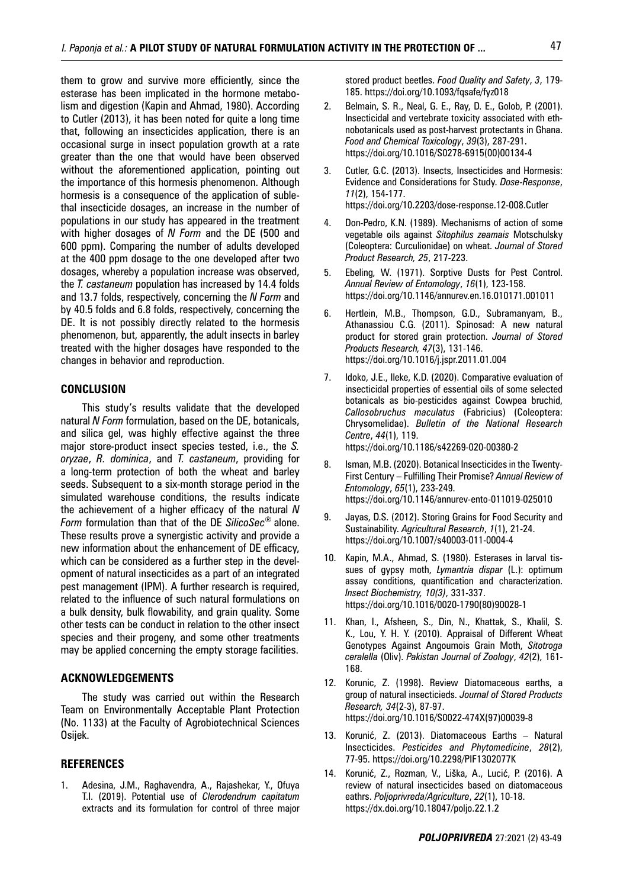them to grow and survive more efficiently, since the esterase has been implicated in the hormone metabolism and digestion (Kapin and Ahmad, 1980). According to Cutler (2013), it has been noted for quite a long time that, following an insecticides application, there is an occasional surge in insect population growth at a rate greater than the one that would have been observed without the aforementioned application, pointing out the importance of this hormesis phenomenon. Although hormesis is a consequence of the application of sublethal insecticide dosages, an increase in the number of populations in our study has appeared in the treatment with higher dosages of *N Form* and the DE (500 and 600 ppm). Comparing the number of adults developed at the 400 ppm dosage to the one developed after two dosages, whereby a population increase was observed, the *T. castaneum* population has increased by 14.4 folds and 13.7 folds, respectively, concerning the *N Form* and by 40.5 folds and 6.8 folds, respectively, concerning the DE. It is not possibly directly related to the hormesis phenomenon, but, apparently, the adult insects in barley treated with the higher dosages have responded to the changes in behavior and reproduction.

## CONCLUSION

This study's results validate that the developed natural *N Form* formulation, based on the DE, botanicals, and silica gel, was highly effective against the three major store-product insect species tested, i.e., the *S. oryzae*, *R. dominica*, and *T. castaneum*, providing for a long-term protection of both the wheat and barley seeds. Subsequent to a six-month storage period in the simulated warehouse conditions, the results indicate the achievement of a higher efficacy of the natural *N Form* formulation than that of the DE *SilicoSec®* alone. These results prove a synergistic activity and provide a new information about the enhancement of DE efficacy, which can be considered as a further step in the development of natural insecticides as a part of an integrated pest management (IPM). A further research is required, related to the influence of such natural formulations on a bulk density, bulk flowability, and grain quality. Some other tests can be conduct in relation to the other insect species and their progeny, and some other treatments may be applied concerning the empty storage facilities.

## ACKNOWLEDGEMENTS

The study was carried out within the Research Team on Environmentally Acceptable Plant Protection (No. 1133) at the Faculty of Agrobiotechnical Sciences Osijek.

## REFERENCES

1. Adesina, J.M., Raghavendra, A., Rajashekar, Y., Ofuya T.I. (2019). Potential use of *Clerodendrum capitatum* extracts and its formulation for control of three major stored product beetles. *Food Quality and Safety*, *3*, 179-185. https://doi.org/10.1093/fqsafe/fyz018
2. Belmain, S. R., Neal, G. E., Ray, D. E., Golob, P. (2001). Insecticidal and vertebrate toxicity associated with ethnobotanicals used as post-harvest protectants in Ghana. *Food and Chemical Toxicology*, *39*(3), 287-291. https://doi.org/10.1016/S0278-6915(00)00134-4
3. Cutler, G.C. (2013). Insects, Insecticides and Hormesis: Evidence and Considerations for Study. *Dose-Response*, *11*(2), 154-177. https://doi.org/10.2203/dose-response.12-008.Cutler
4. Don-Pedro, K.N. (1989). Mechanisms of action of some vegetable oils against *Sitophilus zeamais* Motschulsky (Coleoptera: Curculionidae) on wheat. *Journal of Stored Product Research, 25*, 217-223.
5. Ebeling, W. (1971). Sorptive Dusts for Pest Control. *Annual Review of Entomology*, *16*(1), 123-158. https://doi.org/10.1146/annurev.en.16.010171.001011
6. Hertlein, M.B., Thompson, G.D., Subramanyam, B., Athanassiou C.G. (2011). Spinosad: A new natural product for stored grain protection. *Journal of Stored Products Research, 47*(3), 131-146. https://doi.org/10.1016/j.jspr.2011.01.004
7. Idoko, J.E., Ileke, K.D. (2020). Comparative evaluation of insecticidal properties of essential oils of some selected botanicals as bio-pesticides against Cowpea bruchid, *Callosobruchus maculatus* (Fabricius) (Coleoptera: Chrysomelidae). *Bulletin of the National Research Centre*, *44*(1), 119. https://doi.org/10.1186/s42269-020-00380-2
8. Isman, M.B. (2020). Botanical Insecticides in the Twenty-First Century – Fulfilling Their Promise? *Annual Review of Entomology*, *65*(1), 233-249. https://doi.org/10.1146/annurev-ento-011019-025010
9. Jayas, D.S. (2012). Storing Grains for Food Security and Sustainability. *Agricultural Research*, *1*(1), 21-24. https://doi.org/10.1007/s40003-011-0004-4
10. Kapin, M.A., Ahmad, S. (1980). Esterases in larval tissues of gypsy moth, *Lymantria dispar* (L.): optimum assay conditions, quantification and characterization. *Insect Biochemistry, 10(3)*, 331-337. https://doi.org/10.1016/0020-1790(80)90028-1
11. Khan, I., Afsheen, S., Din, N., Khattak, S., Khalil, S. K., Lou, Y. H. Y. (2010). Appraisal of Different Wheat Genotypes Against Angoumois Grain Moth, *Sitotroga ceralella* (Oliv). *Pakistan Journal of Zoology*, *42*(2), 161-168.
12. Korunic, Z. (1998). Review Diatomaceous earths, a group of natural insecticieds. *Journal of Stored Products Research, 34*(2-3), 87-97. https://doi.org/10.1016/S0022-474X(97)00039-8
13. Korunić, Z. (2013). Diatomaceous Earths – Natural Insecticides. *Pesticides and Phytomedicine*, *28*(2), 77-95. https://doi.org/10.2298/PIF1302077K
14. Korunić, Z., Rozman, V., Liška, A., Lucić, P. (2016). A review of natural insecticides based on diatomaceous eathrs. *Poljoprivreda/Agriculture*, *22*(1), 10-18. https://dx.doi.org/10.18047/poljo.22.1.2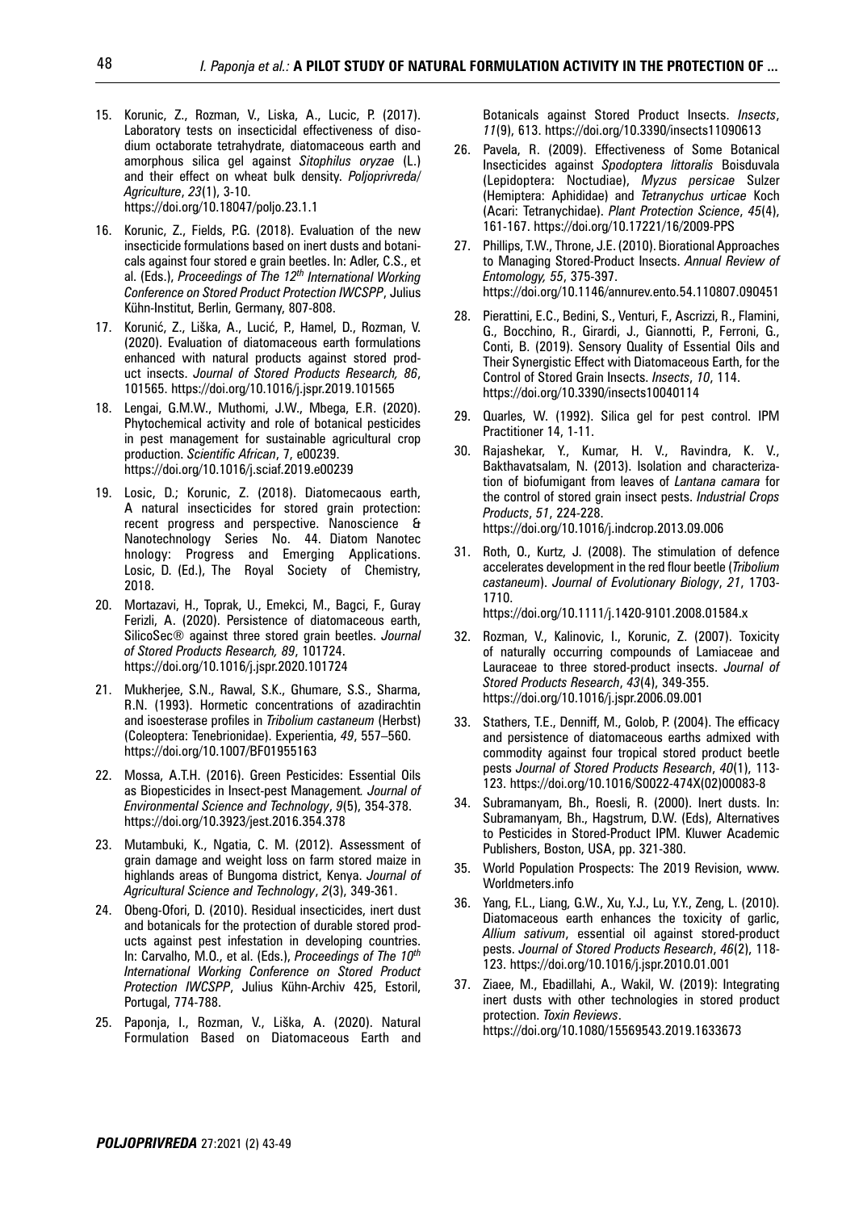15. Korunic, Z., Rozman, V., Liska, A., Lucic, P. (2017). Laboratory tests on insecticidal effectiveness of disodium octaborate tetrahydrate, diatomaceous earth and amorphous silica gel against *Sitophilus oryzae* (L.) and their effect on wheat bulk density. *Poljoprivreda/ Agriculture*, *23*(1), 3-10. https://doi.org/10.18047/poljo.23.1.1

16. Korunic, Z., Fields, P.G. (2018). Evaluation of the new insecticide formulations based on inert dusts and botanicals against four stored e grain beetles. In: Adler, C.S., et al. (Eds.), *Proceedings of The 12th International Working Conference on Stored Product Protection IWCSPP*, Julius Kühn-Institut, Berlin, Germany, 807-808.

17. Korunić, Z., Liška, A., Lucić, P., Hamel, D., Rozman, V. (2020). Evaluation of diatomaceous earth formulations enhanced with natural products against stored product insects. *Journal of Stored Products Research, 86*, 101565. https://doi.org/10.1016/j.jspr.2019.101565

18. Lengai, G.M.W., Muthomi, J.W., Mbega, E.R. (2020). Phytochemical activity and role of botanical pesticides in pest management for sustainable agricultural crop production. *Scientific African*, 7, e00239. https://doi.org/10.1016/j.sciaf.2019.e00239

19. Losic, D.; Korunic, Z. (2018). Diatomecaous earth, A natural insecticides for stored grain protection: recent progress and perspective. Nanoscience & Nanotechnology Series No. 44. Diatom Nanotec hnology: Progress and Emerging Applications. Losic, D. (Ed.), The Royal Society of Chemistry, 2018.

20. Mortazavi, H., Toprak, U., Emekci, M., Bagci, F., Guray Ferizli, A. (2020). Persistence of diatomaceous earth, SilicoSec® against three stored grain beetles. *Journal of Stored Products Research, 89*, 101724. https://doi.org/10.1016/j.jspr.2020.101724

21. Mukherjee, S.N., Rawal, S.K., Ghumare, S.S., Sharma, R.N. (1993). Hormetic concentrations of azadirachtin and isoesterase profiles in *Tribolium castaneum* (Herbst) (Coleoptera: Tenebrionidae). Experientia, *49*, 557–560. https://doi.org/10.1007/BF01955163

22. Mossa, A.T.H. (2016). Green Pesticides: Essential Oils as Biopesticides in Insect-pest Management*. Journal of Environmental Science and Technology*, *9*(5), 354-378. https://doi.org/10.3923/jest.2016.354.378

23. Mutambuki, K., Ngatia, C. M. (2012). Assessment of grain damage and weight loss on farm stored maize in highlands areas of Bungoma district, Kenya. *Journal of Agricultural Science and Technology*, *2*(3), 349-361.

24. Obeng-Ofori, D. (2010). Residual insecticides, inert dust and botanicals for the protection of durable stored products against pest infestation in developing countries. In: Carvalho, M.O., et al. (Eds.), *Proceedings of The 10th International Working Conference on Stored Product Protection IWCSPP*, Julius Kühn-Archiv 425, Estoril, Portugal, 774-788.

25. Paponja, I., Rozman, V., Liška, A. (2020). Natural Formulation Based on Diatomaceous Earth and Botanicals against Stored Product Insects. *Insects*, *11*(9), 613. https://doi.org/10.3390/insects11090613

26. Pavela, R. (2009). Effectiveness of Some Botanical Insecticides against *Spodoptera littoralis* Boisduvala (Lepidoptera: Noctudiae), *Myzus persicae* Sulzer (Hemiptera: Aphididae) and *Tetranychus urticae* Koch (Acari: Tetranychidae). *Plant Protection Science*, *45*(4), 161-167. https://doi.org/10.17221/16/2009-PPS

27. Phillips, T.W., Throne, J.E. (2010). Biorational Approaches to Managing Stored-Product Insects. *Annual Review of Entomology, 55*, 375-397. https://doi.org/10.1146/annurev.ento.54.110807.090451

28. Pierattini, E.C., Bedini, S., Venturi, F., Ascrizzi, R., Flamini, G., Bocchino, R., Girardi, J., Giannotti, P., Ferroni, G., Conti, B. (2019). Sensory Quality of Essential Oils and Their Synergistic Effect with Diatomaceous Earth, for the Control of Stored Grain Insects. *Insects*, *10*, 114. https://doi.org/10.3390/insects10040114

29. Quarles, W. (1992). Silica gel for pest control. IPM Practitioner 14, 1-11.

30. Rajashekar, Y., Kumar, H. V., Ravindra, K. V., Bakthavatsalam, N. (2013). Isolation and characterization of biofumigant from leaves of *Lantana camara* for the control of stored grain insect pests. *Industrial Crops Products*, *51*, 224-228. https://doi.org/10.1016/j.indcrop.2013.09.006

31. Roth, O., Kurtz, J. (2008). The stimulation of defence accelerates development in the red flour beetle (*Tribolium castaneum*). *Journal of Evolutionary Biology*, *21*, 1703-1710. https://doi.org/10.1111/j.1420-9101.2008.01584.x

32. Rozman, V., Kalinovic, I., Korunic, Z. (2007). Toxicity of naturally occurring compounds of Lamiaceae and Lauraceae to three stored-product insects. *Journal of Stored Products Research*, *43*(4), 349-355. https://doi.org/10.1016/j.jspr.2006.09.001

33. Stathers, T.E., Denniff, M., Golob, P. (2004). The efficacy and persistence of diatomaceous earths admixed with commodity against four tropical stored product beetle pests *Journal of Stored Products Research*, *40*(1), 113-123. https://doi.org/10.1016/S0022-474X(02)00083-8

34. Subramanyam, Bh., Roesli, R. (2000). Inert dusts. In: Subramanyam, Bh., Hagstrum, D.W. (Eds), Alternatives to Pesticides in Stored-Product IPM. Kluwer Academic Publishers, Boston, USA, pp. 321-380.

35. World Population Prospects: The 2019 Revision, www. Worldmeters.info

36. Yang, F.L., Liang, G.W., Xu, Y.J., Lu, Y.Y., Zeng, L. (2010). Diatomaceous earth enhances the toxicity of garlic, *Allium sativum*, essential oil against stored-product pests. *Journal of Stored Products Research*, *46*(2), 118-123. https://doi.org/10.1016/j.jspr.2010.01.001

37. Ziaee, M., Ebadillahi, A., Wakil, W. (2019): Integrating inert dusts with other technologies in stored product protection. *Toxin Reviews*. https://doi.org/10.1080/15569543.2019.1633673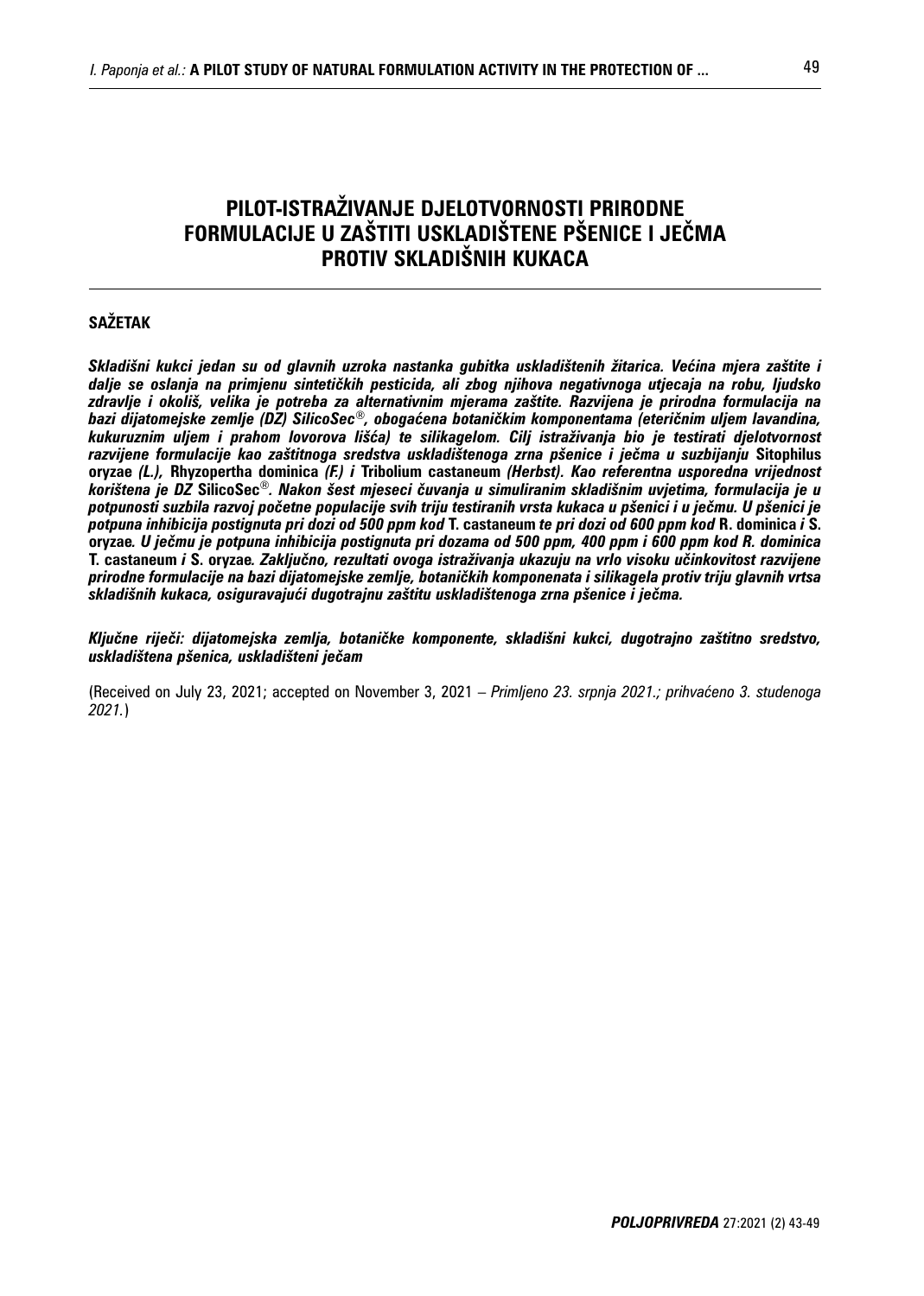# PILOT-ISTRAŽIVANJE DJELOTVORNOSTI PRIRODNE FORMULACIJE U ZAŠTITI USKLADIŠTENE PŠENICE I JEČMA PROTIV SKLADIŠNIH KUKACA

## SAŽETAK

***Skladišni kukci jedan su od glavnih uzroka nastanka gubitka uskladištenih žitarica. Većina mjera zaštite i dalje se oslanja na primjenu sintetičkih pesticida, ali zbog njihova negativnoga utjecaja na robu, ljudsko zdravlje i okoliš, velika je potreba za alternativnim mjerama zaštite. Razvijena je prirodna formulacija na bazi dijatomejske zemlje (DZ) SilicoSec®, obogaćena botaničkim komponentama (eteričnim uljem lavandina, kukuruznim uljem i prahom lovorova lišća) te silikagelom. Cilj istraživanja bio je testirati djelotvornost razvijene formulacije kao zaštitnoga sredstva uskladištenoga zrna pšenice i ječma u suzbijanju*** **Sitophilus oryzae** ***(L.),*** **Rhyzopertha dominica** ***(F.) i*** **Tribolium castaneum** ***(Herbst). Kao referentna usporedna vrijednost korištena je DZ*** **SilicoSec®*****. Nakon šest mjeseci čuvanja u simuliranim skladišnim uvjetima, formulacija je u potpunosti suzbila razvoj početne populacije svih triju testiranih vrsta kukaca u pšenici i u ječmu. U pšenici je potpuna inhibicija postignuta pri dozi od 500 ppm kod*** **T. castaneum** ***te pri dozi od 600 ppm kod*** **R. dominica** ***i*** **S. oryzae*****. U ječmu je potpuna inhibicija postignuta pri dozama od 500 ppm, 400 ppm i 600 ppm kod R. dominica*** **T. castaneum** ***i*** **S. oryzae*****. Zaključno, rezultati ovoga istraživanja ukazuju na vrlo visoku učinkovitost razvijene prirodne formulacije na bazi dijatomejske zemlje, botaničkih komponenata i silikagela protiv triju glavnih vrtsa skladišnih kukaca, osiguravajući dugotrajnu zaštitu uskladištenoga zrna pšenice i ječma.***

***Ključne riječi: dijatomejska zemlja, botaničke komponente, skladišni kukci, dugotrajno zaštitno sredstvo, uskladištena pšenica, uskladišteni ječam***

(Received on July 23, 2021; accepted on November 3, 2021 – *Primljeno 23. srpnja 2021.; prihvaćeno 3. studenoga 2021.*)